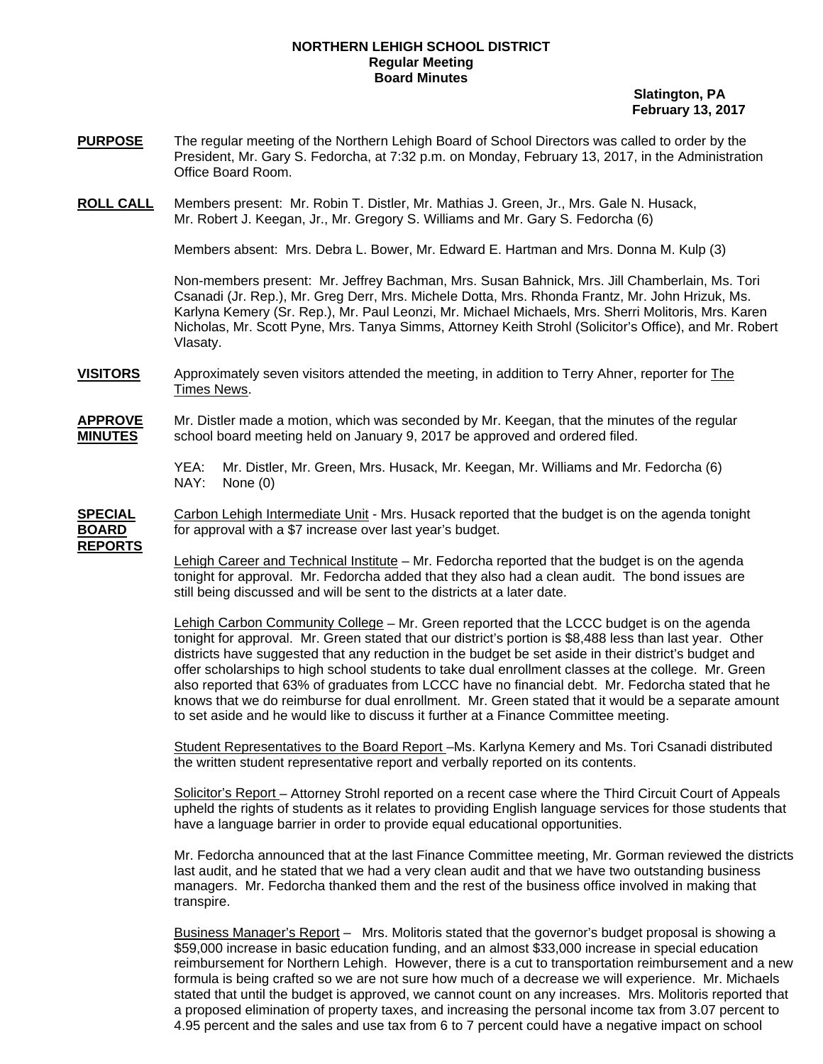**NORTHERN LEHIGH SCHOOL DISTRICT**
**Regular Meeting**
**Board Minutes**

**Slatington, PA**
**February 13, 2017**

**PURPOSE** The regular meeting of the Northern Lehigh Board of School Directors was called to order by the President, Mr. Gary S. Fedorcha, at 7:32 p.m. on Monday, February 13, 2017, in the Administration Office Board Room.

**ROLL CALL** Members present: Mr. Robin T. Distler, Mr. Mathias J. Green, Jr., Mrs. Gale N. Husack, Mr. Robert J. Keegan, Jr., Mr. Gregory S. Williams and Mr. Gary S. Fedorcha (6)

Members absent: Mrs. Debra L. Bower, Mr. Edward E. Hartman and Mrs. Donna M. Kulp (3)

Non-members present: Mr. Jeffrey Bachman, Mrs. Susan Bahnick, Mrs. Jill Chamberlain, Ms. Tori Csanadi (Jr. Rep.), Mr. Greg Derr, Mrs. Michele Dotta, Mrs. Rhonda Frantz, Mr. John Hrizuk, Ms. Karlyna Kemery (Sr. Rep.), Mr. Paul Leonzi, Mr. Michael Michaels, Mrs. Sherri Molitoris, Mrs. Karen Nicholas, Mr. Scott Pyne, Mrs. Tanya Simms, Attorney Keith Strohl (Solicitor's Office), and Mr. Robert Vlasaty.

**VISITORS** Approximately seven visitors attended the meeting, in addition to Terry Ahner, reporter for The Times News.

**APPROVE MINUTES** Mr. Distler made a motion, which was seconded by Mr. Keegan, that the minutes of the regular school board meeting held on January 9, 2017 be approved and ordered filed.

YEA: Mr. Distler, Mr. Green, Mrs. Husack, Mr. Keegan, Mr. Williams and Mr. Fedorcha (6)
NAY: None (0)

**SPECIAL BOARD REPORTS** Carbon Lehigh Intermediate Unit - Mrs. Husack reported that the budget is on the agenda tonight for approval with a $7 increase over last year's budget.

Lehigh Career and Technical Institute – Mr. Fedorcha reported that the budget is on the agenda tonight for approval. Mr. Fedorcha added that they also had a clean audit. The bond issues are still being discussed and will be sent to the districts at a later date.

Lehigh Carbon Community College – Mr. Green reported that the LCCC budget is on the agenda tonight for approval. Mr. Green stated that our district's portion is $8,488 less than last year. Other districts have suggested that any reduction in the budget be set aside in their district's budget and offer scholarships to high school students to take dual enrollment classes at the college. Mr. Green also reported that 63% of graduates from LCCC have no financial debt. Mr. Fedorcha stated that he knows that we do reimburse for dual enrollment. Mr. Green stated that it would be a separate amount to set aside and he would like to discuss it further at a Finance Committee meeting.

Student Representatives to the Board Report –Ms. Karlyna Kemery and Ms. Tori Csanadi distributed the written student representative report and verbally reported on its contents.

Solicitor's Report – Attorney Strohl reported on a recent case where the Third Circuit Court of Appeals upheld the rights of students as it relates to providing English language services for those students that have a language barrier in order to provide equal educational opportunities.

Mr. Fedorcha announced that at the last Finance Committee meeting, Mr. Gorman reviewed the districts last audit, and he stated that we had a very clean audit and that we have two outstanding business managers. Mr. Fedorcha thanked them and the rest of the business office involved in making that transpire.

Business Manager's Report – Mrs. Molitoris stated that the governor's budget proposal is showing a $59,000 increase in basic education funding, and an almost $33,000 increase in special education reimbursement for Northern Lehigh. However, there is a cut to transportation reimbursement and a new formula is being crafted so we are not sure how much of a decrease we will experience. Mr. Michaels stated that until the budget is approved, we cannot count on any increases. Mrs. Molitoris reported that a proposed elimination of property taxes, and increasing the personal income tax from 3.07 percent to 4.95 percent and the sales and use tax from 6 to 7 percent could have a negative impact on school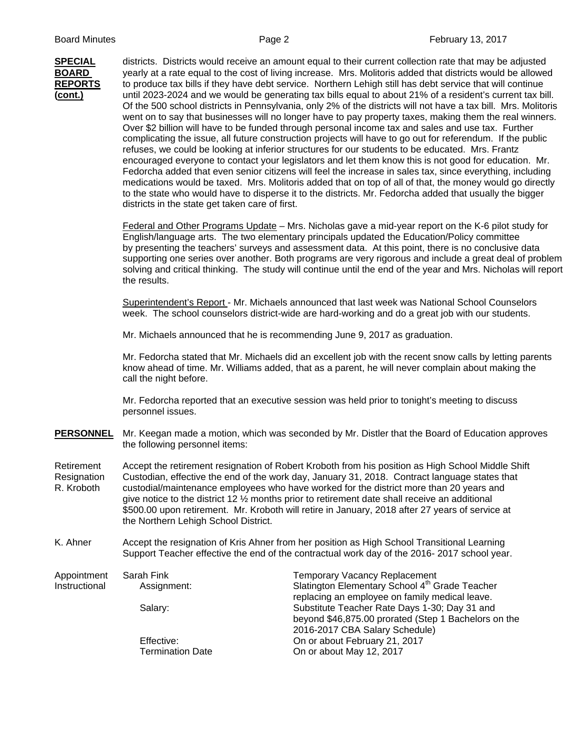**SPECIAL BOARD REPORTS (cont.)**

districts. Districts would receive an amount equal to their current collection rate that may be adjusted yearly at a rate equal to the cost of living increase. Mrs. Molitoris added that districts would be allowed to produce tax bills if they have debt service. Northern Lehigh still has debt service that will continue until 2023-2024 and we would be generating tax bills equal to about 21% of a resident's current tax bill. Of the 500 school districts in Pennsylvania, only 2% of the districts will not have a tax bill. Mrs. Molitoris went on to say that businesses will no longer have to pay property taxes, making them the real winners. Over $2 billion will have to be funded through personal income tax and sales and use tax. Further complicating the issue, all future construction projects will have to go out for referendum. If the public refuses, we could be looking at inferior structures for our students to be educated. Mrs. Frantz encouraged everyone to contact your legislators and let them know this is not good for education. Mr. Fedorcha added that even senior citizens will feel the increase in sales tax, since everything, including medications would be taxed. Mrs. Molitoris added that on top of all of that, the money would go directly to the state who would have to disperse it to the districts. Mr. Fedorcha added that usually the bigger districts in the state get taken care of first.

Federal and Other Programs Update – Mrs. Nicholas gave a mid-year report on the K-6 pilot study for English/language arts. The two elementary principals updated the Education/Policy committee by presenting the teachers' surveys and assessment data. At this point, there is no conclusive data supporting one series over another. Both programs are very rigorous and include a great deal of problem solving and critical thinking. The study will continue until the end of the year and Mrs. Nicholas will report the results.

Superintendent's Report - Mr. Michaels announced that last week was National School Counselors week. The school counselors district-wide are hard-working and do a great job with our students.

Mr. Michaels announced that he is recommending June 9, 2017 as graduation.

Mr. Fedorcha stated that Mr. Michaels did an excellent job with the recent snow calls by letting parents know ahead of time. Mr. Williams added, that as a parent, he will never complain about making the call the night before.

Mr. Fedorcha reported that an executive session was held prior to tonight's meeting to discuss personnel issues.

**PERSONNEL**

Mr. Keegan made a motion, which was seconded by Mr. Distler that the Board of Education approves the following personnel items:

Retirement Resignation R. Kroboth

Accept the retirement resignation of Robert Kroboth from his position as High School Middle Shift Custodian, effective the end of the work day, January 31, 2018. Contract language states that custodial/maintenance employees who have worked for the district more than 20 years and give notice to the district 12 ½ months prior to retirement date shall receive an additional $500.00 upon retirement. Mr. Kroboth will retire in January, 2018 after 27 years of service at the Northern Lehigh School District.

K. Ahner

Accept the resignation of Kris Ahner from her position as High School Transitional Learning Support Teacher effective the end of the contractual work day of the 2016- 2017 school year.

Appointment Instructional

| Sarah Fink | Temporary Vacancy Replacement |
|---|---|
| Assignment: | Slatington Elementary School 4th Grade Teacher replacing an employee on family medical leave. |
| Salary: | Substitute Teacher Rate Days 1-30; Day 31 and beyond $46,875.00 prorated (Step 1 Bachelors on the 2016-2017 CBA Salary Schedule) |
| Effective: | On or about February 21, 2017 |
| Termination Date | On or about May 12, 2017 |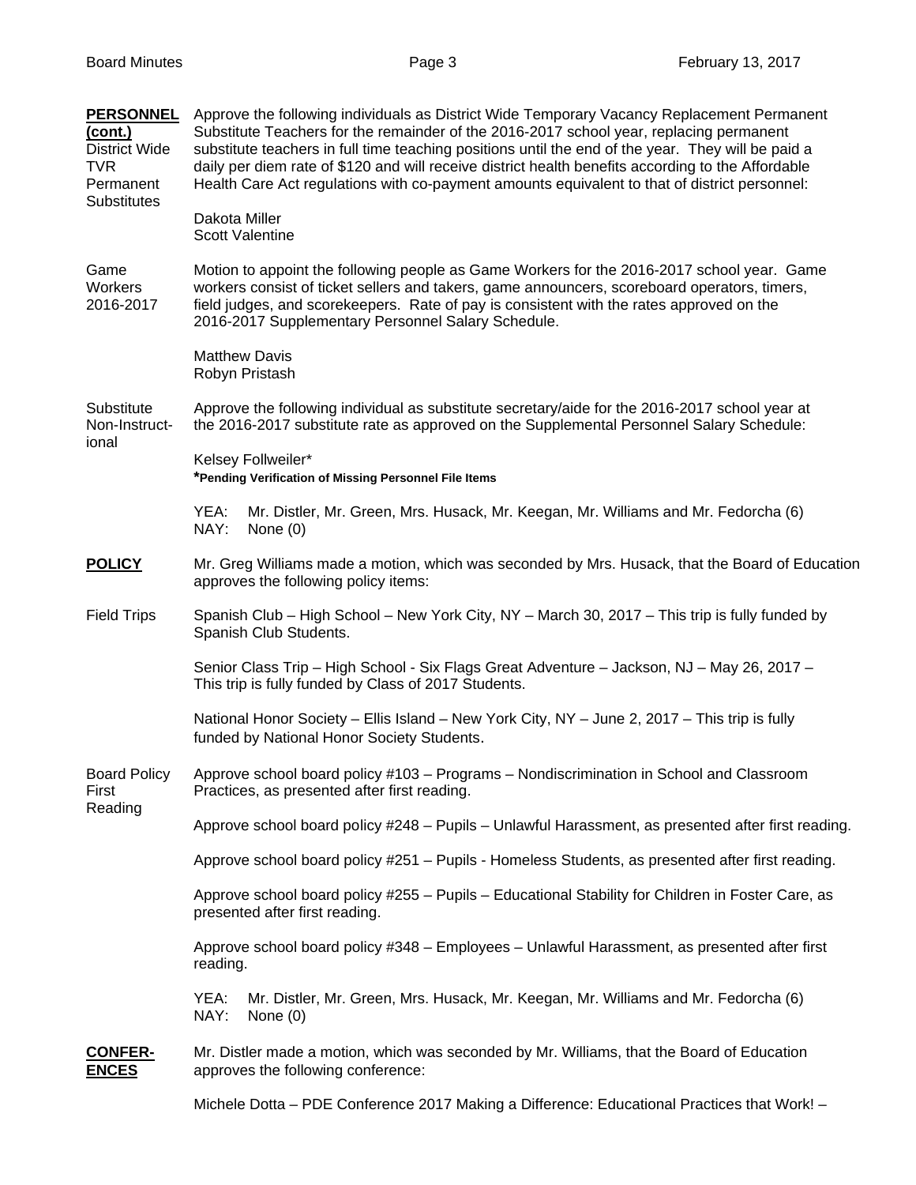**PERSONNEL (cont.)**

District Wide TVR Permanent Substitutes

Approve the following individuals as District Wide Temporary Vacancy Replacement Permanent Substitute Teachers for the remainder of the 2016-2017 school year, replacing permanent substitute teachers in full time teaching positions until the end of the year. They will be paid a daily per diem rate of $120 and will receive district health benefits according to the Affordable Health Care Act regulations with co-payment amounts equivalent to that of district personnel:

Dakota Miller
Scott Valentine

Game Workers 2016-2017

Motion to appoint the following people as Game Workers for the 2016-2017 school year. Game workers consist of ticket sellers and takers, game announcers, scoreboard operators, timers, field judges, and scorekeepers. Rate of pay is consistent with the rates approved on the 2016-2017 Supplementary Personnel Salary Schedule.

Matthew Davis
Robyn Pristash

Substitute Non-Instructional

Approve the following individual as substitute secretary/aide for the 2016-2017 school year at the 2016-2017 substitute rate as approved on the Supplemental Personnel Salary Schedule:

Kelsey Follweiler*
***Pending Verification of Missing Personnel File Items**

YEA: Mr. Distler, Mr. Green, Mrs. Husack, Mr. Keegan, Mr. Williams and Mr. Fedorcha (6)
NAY: None (0)

**POLICY**

Mr. Greg Williams made a motion, which was seconded by Mrs. Husack, that the Board of Education approves the following policy items:

Field Trips

Spanish Club – High School – New York City, NY – March 30, 2017 – This trip is fully funded by Spanish Club Students.

Senior Class Trip – High School - Six Flags Great Adventure – Jackson, NJ – May 26, 2017 – This trip is fully funded by Class of 2017 Students.

National Honor Society – Ellis Island – New York City, NY – June 2, 2017 – This trip is fully funded by National Honor Society Students.

Board Policy First Reading

Approve school board policy #103 – Programs – Nondiscrimination in School and Classroom Practices, as presented after first reading.

Approve school board policy #248 – Pupils – Unlawful Harassment, as presented after first reading.

Approve school board policy #251 – Pupils - Homeless Students, as presented after first reading.

Approve school board policy #255 – Pupils – Educational Stability for Children in Foster Care, as presented after first reading.

Approve school board policy #348 – Employees – Unlawful Harassment, as presented after first reading.

YEA: Mr. Distler, Mr. Green, Mrs. Husack, Mr. Keegan, Mr. Williams and Mr. Fedorcha (6)
NAY: None (0)

**CONFERENCES**

Mr. Distler made a motion, which was seconded by Mr. Williams, that the Board of Education approves the following conference:

Michele Dotta – PDE Conference 2017 Making a Difference: Educational Practices that Work! –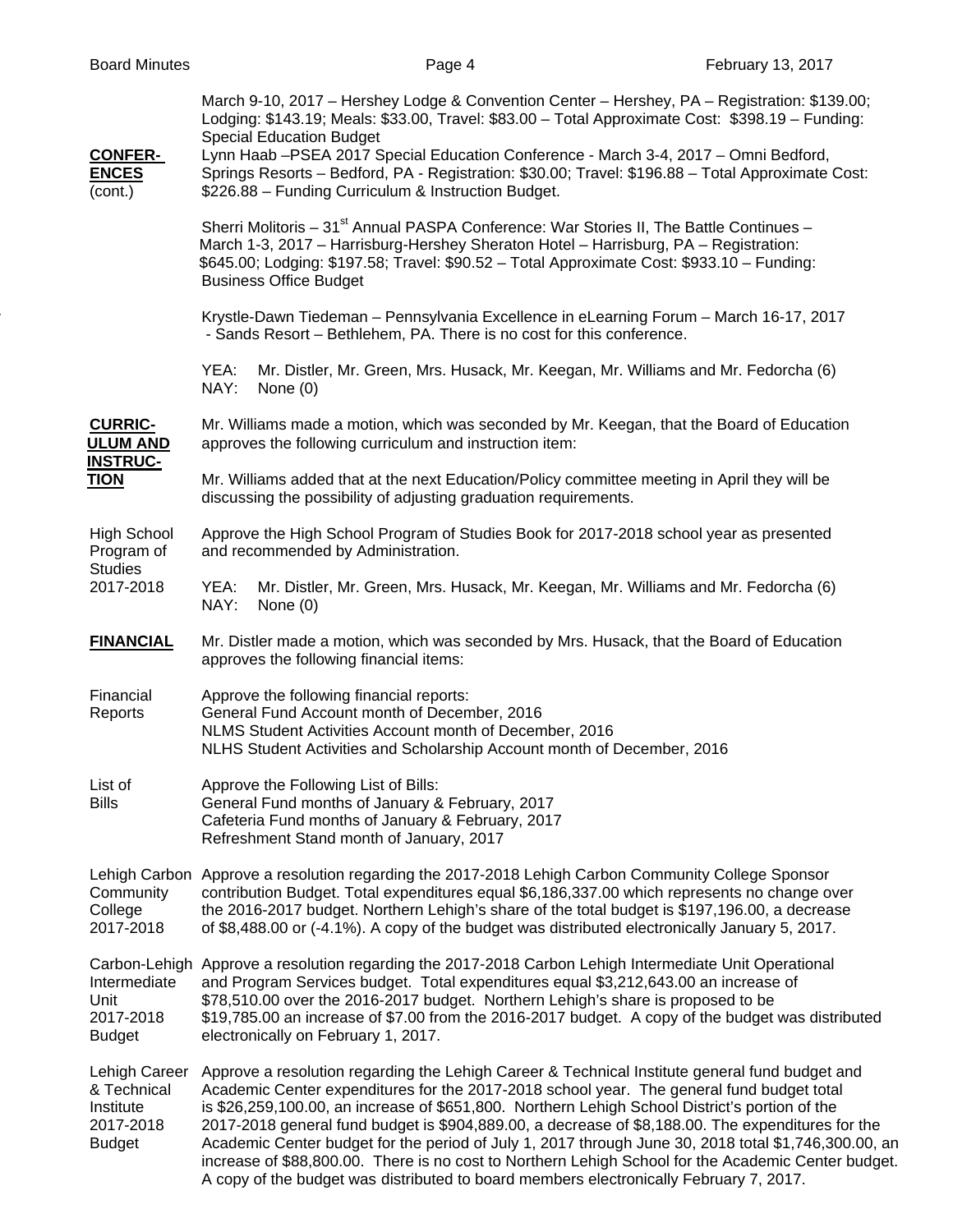**CONFER-ENCES** (cont.)

March 9-10, 2017 – Hershey Lodge & Convention Center – Hershey, PA – Registration: $139.00; Lodging: $143.19; Meals: $33.00, Travel: $83.00 – Total Approximate Cost: $398.19 – Funding: Special Education Budget

Lynn Haab –PSEA 2017 Special Education Conference - March 3-4, 2017 – Omni Bedford, Springs Resorts – Bedford, PA - Registration: $30.00; Travel: $196.88 – Total Approximate Cost: $226.88 – Funding Curriculum & Instruction Budget.

Sherri Molitoris – 31st Annual PASPA Conference: War Stories II, The Battle Continues – March 1-3, 2017 – Harrisburg-Hershey Sheraton Hotel – Harrisburg, PA – Registration: $645.00; Lodging: $197.58; Travel: $90.52 – Total Approximate Cost: $933.10 – Funding: Business Office Budget

Krystle-Dawn Tiedeman – Pennsylvania Excellence in eLearning Forum – March 16-17, 2017 - Sands Resort – Bethlehem, PA. There is no cost for this conference.

YEA: Mr. Distler, Mr. Green, Mrs. Husack, Mr. Keegan, Mr. Williams and Mr. Fedorcha (6)
NAY: None (0)

**CURRICULUM AND INSTRUCTION**

Mr. Williams made a motion, which was seconded by Mr. Keegan, that the Board of Education approves the following curriculum and instruction item:

Mr. Williams added that at the next Education/Policy committee meeting in April they will be discussing the possibility of adjusting graduation requirements.

High School Program of Studies 2017-2018

Approve the High School Program of Studies Book for 2017-2018 school year as presented and recommended by Administration.

YEA: Mr. Distler, Mr. Green, Mrs. Husack, Mr. Keegan, Mr. Williams and Mr. Fedorcha (6)
NAY: None (0)

**FINANCIAL**

Mr. Distler made a motion, which was seconded by Mrs. Husack, that the Board of Education approves the following financial items:

Financial Reports

Approve the following financial reports:
General Fund Account month of December, 2016
NLMS Student Activities Account month of December, 2016
NLHS Student Activities and Scholarship Account month of December, 2016

List of Bills

Approve the Following List of Bills:
General Fund months of January & February, 2017
Cafeteria Fund months of January & February, 2017
Refreshment Stand month of January, 2017

Lehigh Carbon Community College 2017-2018

Approve a resolution regarding the 2017-2018 Lehigh Carbon Community College Sponsor contribution Budget. Total expenditures equal $6,186,337.00 which represents no change over the 2016-2017 budget. Northern Lehigh's share of the total budget is $197,196.00, a decrease of $8,488.00 or (-4.1%). A copy of the budget was distributed electronically January 5, 2017.

Carbon-Lehigh Intermediate Unit 2017-2018 Budget

Approve a resolution regarding the 2017-2018 Carbon Lehigh Intermediate Unit Operational and Program Services budget. Total expenditures equal $3,212,643.00 an increase of $78,510.00 over the 2016-2017 budget. Northern Lehigh's share is proposed to be $19,785.00 an increase of $7.00 from the 2016-2017 budget. A copy of the budget was distributed electronically on February 1, 2017.

Lehigh Career & Technical Institute 2017-2018 Budget

Approve a resolution regarding the Lehigh Career & Technical Institute general fund budget and Academic Center expenditures for the 2017-2018 school year. The general fund budget total is $26,259,100.00, an increase of $651,800. Northern Lehigh School District's portion of the 2017-2018 general fund budget is $904,889.00, a decrease of $8,188.00. The expenditures for the Academic Center budget for the period of July 1, 2017 through June 30, 2018 total $1,746,300.00, an increase of $88,800.00. There is no cost to Northern Lehigh School for the Academic Center budget. A copy of the budget was distributed to board members electronically February 7, 2017.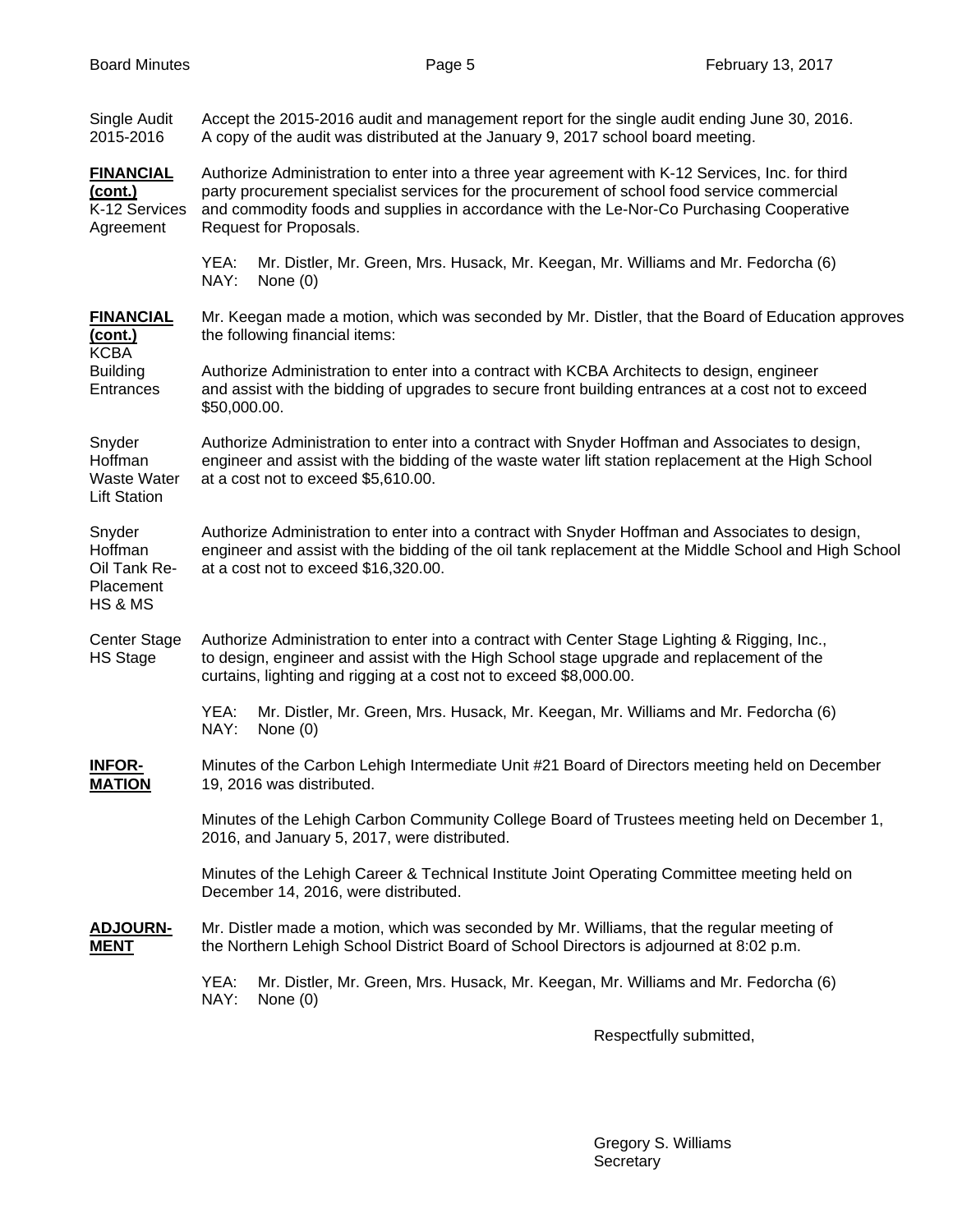Single Audit 2015-2016 — Accept the 2015-2016 audit and management report for the single audit ending June 30, 2016. A copy of the audit was distributed at the January 9, 2017 school board meeting.

**FINANCIAL (cont.)**
K-12 Services Agreement — Authorize Administration to enter into a three year agreement with K-12 Services, Inc. for third party procurement specialist services for the procurement of school food service commercial and commodity foods and supplies in accordance with the Le-Nor-Co Purchasing Cooperative Request for Proposals.

YEA: Mr. Distler, Mr. Green, Mrs. Husack, Mr. Keegan, Mr. Williams and Mr. Fedorcha (6)
NAY: None (0)

**FINANCIAL (cont.)**

Mr. Keegan made a motion, which was seconded by Mr. Distler, that the Board of Education approves the following financial items:

KCBA Building Entrances — Authorize Administration to enter into a contract with KCBA Architects to design, engineer and assist with the bidding of upgrades to secure front building entrances at a cost not to exceed $50,000.00.

Snyder Hoffman Waste Water Lift Station — Authorize Administration to enter into a contract with Snyder Hoffman and Associates to design, engineer and assist with the bidding of the waste water lift station replacement at the High School at a cost not to exceed $5,610.00.

Snyder Hoffman Oil Tank Re-Placement HS & MS — Authorize Administration to enter into a contract with Snyder Hoffman and Associates to design, engineer and assist with the bidding of the oil tank replacement at the Middle School and High School at a cost not to exceed $16,320.00.

Center Stage HS Stage — Authorize Administration to enter into a contract with Center Stage Lighting & Rigging, Inc., to design, engineer and assist with the High School stage upgrade and replacement of the curtains, lighting and rigging at a cost not to exceed $8,000.00.

YEA: Mr. Distler, Mr. Green, Mrs. Husack, Mr. Keegan, Mr. Williams and Mr. Fedorcha (6)
NAY: None (0)

**INFOR-MATION**

Minutes of the Carbon Lehigh Intermediate Unit #21 Board of Directors meeting held on December 19, 2016 was distributed.

Minutes of the Lehigh Carbon Community College Board of Trustees meeting held on December 1, 2016, and January 5, 2017, were distributed.

Minutes of the Lehigh Career & Technical Institute Joint Operating Committee meeting held on December 14, 2016, were distributed.

**ADJOURN-MENT**

Mr. Distler made a motion, which was seconded by Mr. Williams, that the regular meeting of the Northern Lehigh School District Board of School Directors is adjourned at 8:02 p.m.

YEA: Mr. Distler, Mr. Green, Mrs. Husack, Mr. Keegan, Mr. Williams and Mr. Fedorcha (6)
NAY: None (0)

Respectfully submitted,

Gregory S. Williams
Secretary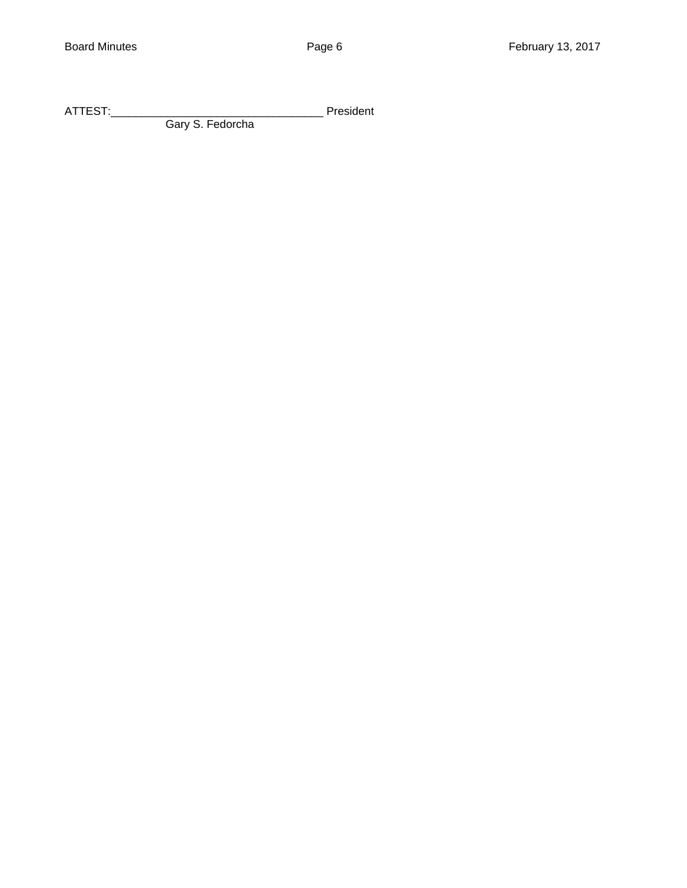ATTEST:__________________________________ President

Gary S. Fedorcha